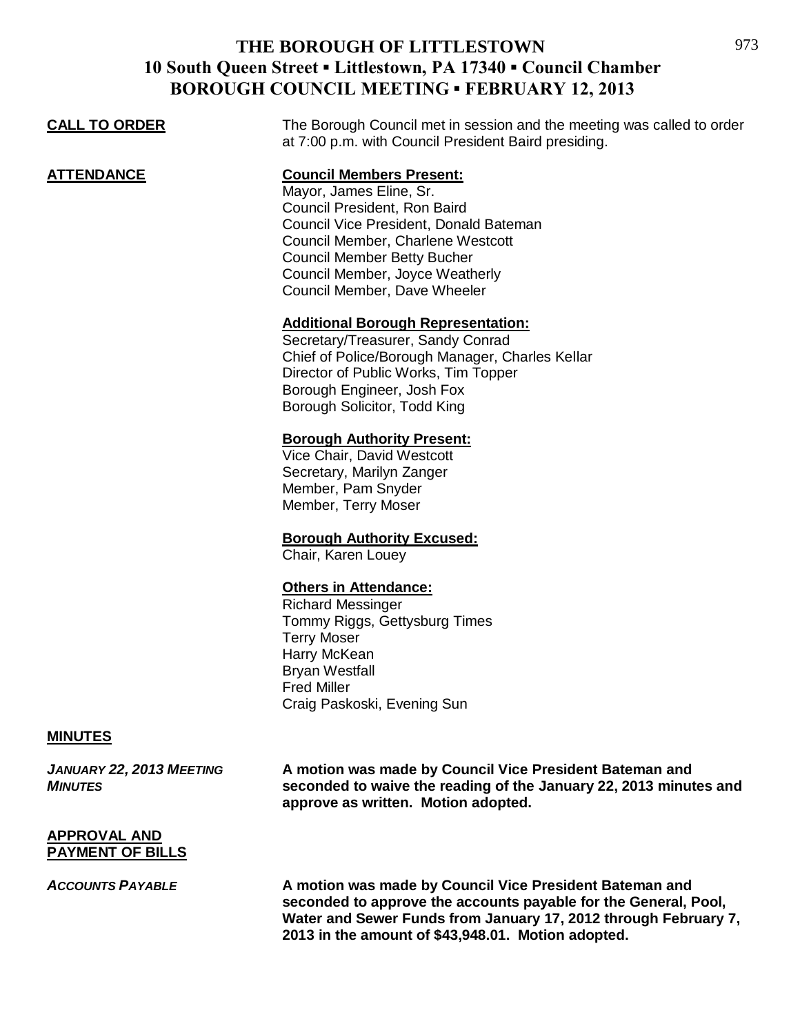# THE BOROUGH OF LITTLESTOWN
## 10 South Queen Street ▪ Littlestown, PA 17340 ▪ Council Chamber
## BOROUGH COUNCIL MEETING ▪ FEBRUARY 12, 2013

**CALL TO ORDER**

The Borough Council met in session and the meeting was called to order at 7:00 p.m. with Council President Baird presiding.

**ATTENDANCE**

**Council Members Present:**

Mayor, James Eline, Sr.
Council President, Ron Baird
Council Vice President, Donald Bateman
Council Member, Charlene Westcott
Council Member Betty Bucher
Council Member, Joyce Weatherly
Council Member, Dave Wheeler

**Additional Borough Representation:**

Secretary/Treasurer, Sandy Conrad
Chief of Police/Borough Manager, Charles Kellar
Director of Public Works, Tim Topper
Borough Engineer, Josh Fox
Borough Solicitor, Todd King

**Borough Authority Present:**

Vice Chair, David Westcott
Secretary, Marilyn Zanger
Member, Pam Snyder
Member, Terry Moser

**Borough Authority Excused:**

Chair, Karen Louey

**Others in Attendance:**

Richard Messinger
Tommy Riggs, Gettysburg Times
Terry Moser
Harry McKean
Bryan Westfall
Fred Miller
Craig Paskoski, Evening Sun

**MINUTES**

***JANUARY 22, 2013 MEETING MINUTES***

**A motion was made by Council Vice President Bateman and seconded to waive the reading of the January 22, 2013 minutes and approve as written. Motion adopted.**

**APPROVAL AND PAYMENT OF BILLS**

***ACCOUNTS PAYABLE***

**A motion was made by Council Vice President Bateman and seconded to approve the accounts payable for the General, Pool, Water and Sewer Funds from January 17, 2012 through February 7, 2013 in the amount of $43,948.01. Motion adopted.**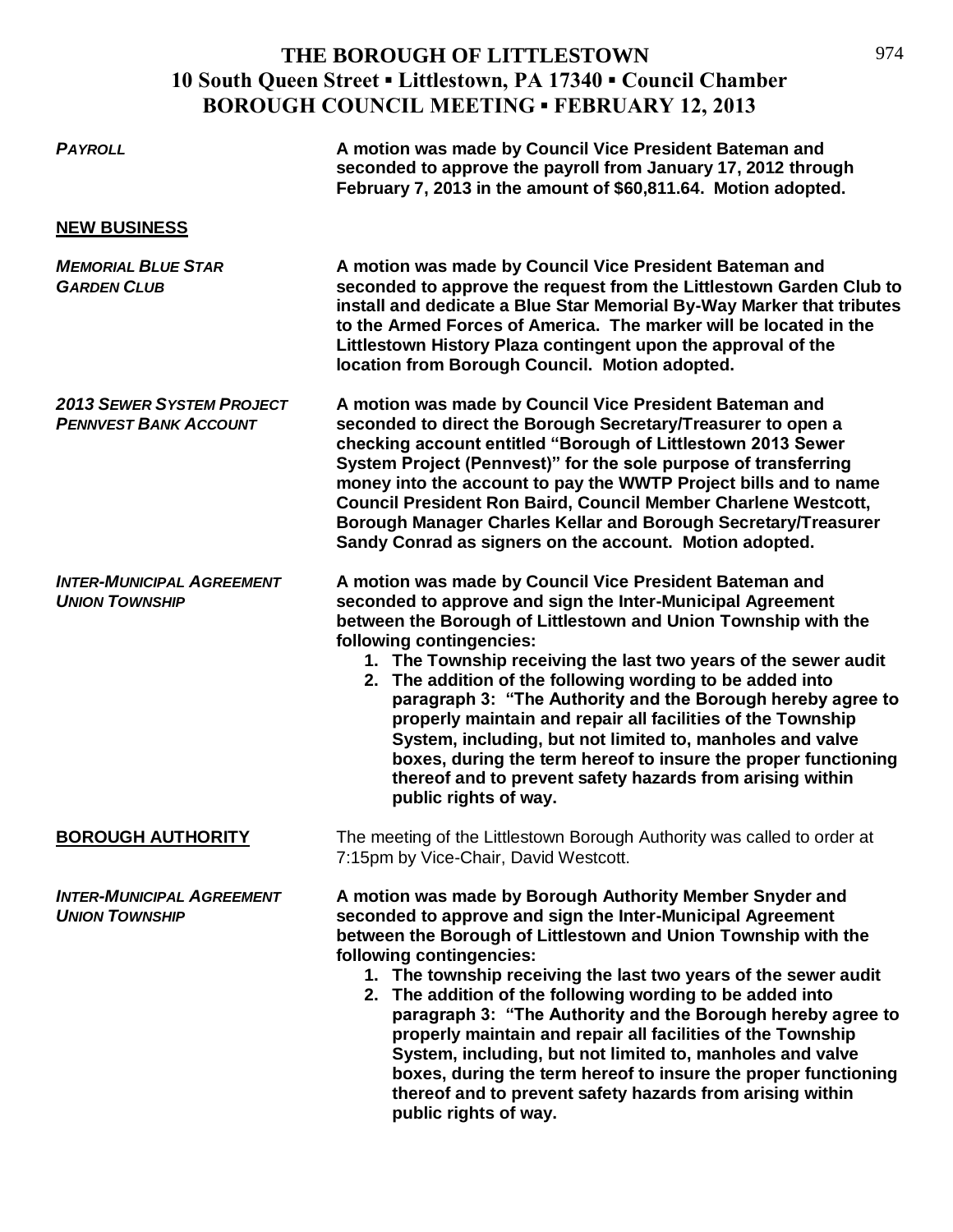# THE BOROUGH OF LITTLESTOWN
## 10 South Queen Street ▪ Littlestown, PA 17340 ▪ Council Chamber
## BOROUGH COUNCIL MEETING ▪ FEBRUARY 12, 2013

***PAYROLL***

**A motion was made by Council Vice President Bateman and seconded to approve the payroll from January 17, 2012 through February 7, 2013 in the amount of $60,811.64. Motion adopted.**

**NEW BUSINESS**

***MEMORIAL BLUE STAR GARDEN CLUB***

**A motion was made by Council Vice President Bateman and seconded to approve the request from the Littlestown Garden Club to install and dedicate a Blue Star Memorial By-Way Marker that tributes to the Armed Forces of America. The marker will be located in the Littlestown History Plaza contingent upon the approval of the location from Borough Council. Motion adopted.**

***2013 SEWER SYSTEM PROJECT PENNVEST BANK ACCOUNT***

**A motion was made by Council Vice President Bateman and seconded to direct the Borough Secretary/Treasurer to open a checking account entitled "Borough of Littlestown 2013 Sewer System Project (Pennvest)" for the sole purpose of transferring money into the account to pay the WWTP Project bills and to name Council President Ron Baird, Council Member Charlene Westcott, Borough Manager Charles Kellar and Borough Secretary/Treasurer Sandy Conrad as signers on the account. Motion adopted.**

***INTER-MUNICIPAL AGREEMENT UNION TOWNSHIP***

**A motion was made by Council Vice President Bateman and seconded to approve and sign the Inter-Municipal Agreement between the Borough of Littlestown and Union Township with the following contingencies:**

1. **The Township receiving the last two years of the sewer audit**
2. **The addition of the following wording to be added into paragraph 3: "The Authority and the Borough hereby agree to properly maintain and repair all facilities of the Township System, including, but not limited to, manholes and valve boxes, during the term hereof to insure the proper functioning thereof and to prevent safety hazards from arising within public rights of way.**

**BOROUGH AUTHORITY**

The meeting of the Littlestown Borough Authority was called to order at 7:15pm by Vice-Chair, David Westcott.

***INTER-MUNICIPAL AGREEMENT UNION TOWNSHIP***

**A motion was made by Borough Authority Member Snyder and seconded to approve and sign the Inter-Municipal Agreement between the Borough of Littlestown and Union Township with the following contingencies:**

1. **The township receiving the last two years of the sewer audit**
2. **The addition of the following wording to be added into paragraph 3: "The Authority and the Borough hereby agree to properly maintain and repair all facilities of the Township System, including, but not limited to, manholes and valve boxes, during the term hereof to insure the proper functioning thereof and to prevent safety hazards from arising within public rights of way.**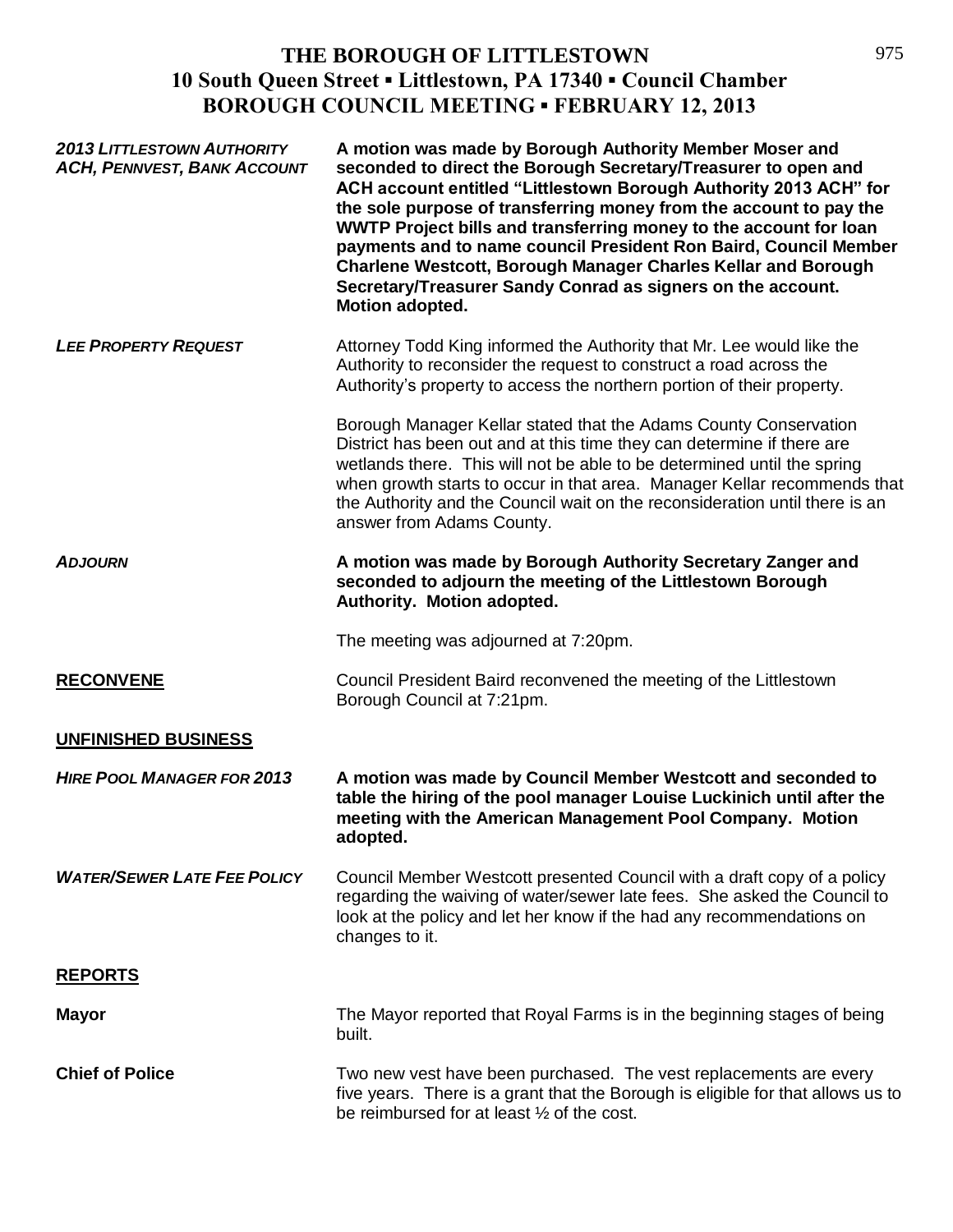# THE BOROUGH OF LITTLESTOWN
## 10 South Queen Street ▪ Littlestown, PA 17340 ▪ Council Chamber
## BOROUGH COUNCIL MEETING ▪ FEBRUARY 12, 2013

***2013 LITTLESTOWN AUTHORITY ACH, PENNVEST, BANK ACCOUNT***

**A motion was made by Borough Authority Member Moser and seconded to direct the Borough Secretary/Treasurer to open and ACH account entitled "Littlestown Borough Authority 2013 ACH" for the sole purpose of transferring money from the account to pay the WWTP Project bills and transferring money to the account for loan payments and to name council President Ron Baird, Council Member Charlene Westcott, Borough Manager Charles Kellar and Borough Secretary/Treasurer Sandy Conrad as signers on the account. Motion adopted.**

***LEE PROPERTY REQUEST***

Attorney Todd King informed the Authority that Mr. Lee would like the Authority to reconsider the request to construct a road across the Authority's property to access the northern portion of their property.

Borough Manager Kellar stated that the Adams County Conservation District has been out and at this time they can determine if there are wetlands there. This will not be able to be determined until the spring when growth starts to occur in that area. Manager Kellar recommends that the Authority and the Council wait on the reconsideration until there is an answer from Adams County.

***ADJOURN***

**A motion was made by Borough Authority Secretary Zanger and seconded to adjourn the meeting of the Littlestown Borough Authority. Motion adopted.**

The meeting was adjourned at 7:20pm.

**RECONVENE**

Council President Baird reconvened the meeting of the Littlestown Borough Council at 7:21pm.

**UNFINISHED BUSINESS**

***HIRE POOL MANAGER FOR 2013***

**A motion was made by Council Member Westcott and seconded to table the hiring of the pool manager Louise Luckinich until after the meeting with the American Management Pool Company. Motion adopted.**

***WATER/SEWER LATE FEE POLICY***

Council Member Westcott presented Council with a draft copy of a policy regarding the waiving of water/sewer late fees. She asked the Council to look at the policy and let her know if the had any recommendations on changes to it.

**REPORTS**

**Mayor**

The Mayor reported that Royal Farms is in the beginning stages of being built.

**Chief of Police**

Two new vest have been purchased. The vest replacements are every five years. There is a grant that the Borough is eligible for that allows us to be reimbursed for at least ½ of the cost.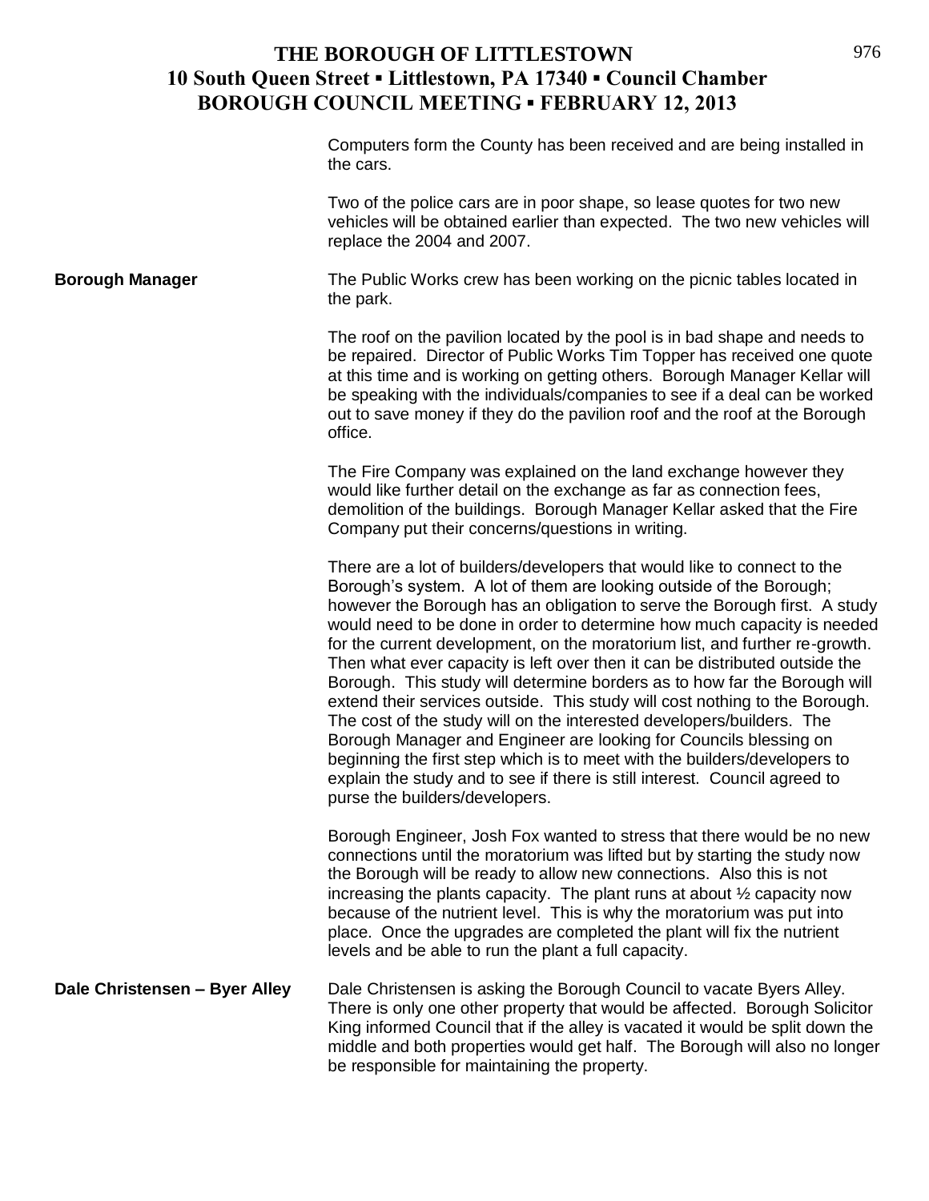Computers form the County has been received and are being installed in the cars.

Two of the police cars are in poor shape, so lease quotes for two new vehicles will be obtained earlier than expected. The two new vehicles will replace the 2004 and 2007.

**Borough Manager**

The Public Works crew has been working on the picnic tables located in the park.

The roof on the pavilion located by the pool is in bad shape and needs to be repaired. Director of Public Works Tim Topper has received one quote at this time and is working on getting others. Borough Manager Kellar will be speaking with the individuals/companies to see if a deal can be worked out to save money if they do the pavilion roof and the roof at the Borough office.

The Fire Company was explained on the land exchange however they would like further detail on the exchange as far as connection fees, demolition of the buildings. Borough Manager Kellar asked that the Fire Company put their concerns/questions in writing.

There are a lot of builders/developers that would like to connect to the Borough's system. A lot of them are looking outside of the Borough; however the Borough has an obligation to serve the Borough first. A study would need to be done in order to determine how much capacity is needed for the current development, on the moratorium list, and further re-growth. Then what ever capacity is left over then it can be distributed outside the Borough. This study will determine borders as to how far the Borough will extend their services outside. This study will cost nothing to the Borough. The cost of the study will on the interested developers/builders. The Borough Manager and Engineer are looking for Councils blessing on beginning the first step which is to meet with the builders/developers to explain the study and to see if there is still interest. Council agreed to purse the builders/developers.

Borough Engineer, Josh Fox wanted to stress that there would be no new connections until the moratorium was lifted but by starting the study now the Borough will be ready to allow new connections. Also this is not increasing the plants capacity. The plant runs at about ½ capacity now because of the nutrient level. This is why the moratorium was put into place. Once the upgrades are completed the plant will fix the nutrient levels and be able to run the plant a full capacity.

**Dale Christensen – Byer Alley**

Dale Christensen is asking the Borough Council to vacate Byers Alley. There is only one other property that would be affected. Borough Solicitor King informed Council that if the alley is vacated it would be split down the middle and both properties would get half. The Borough will also no longer be responsible for maintaining the property.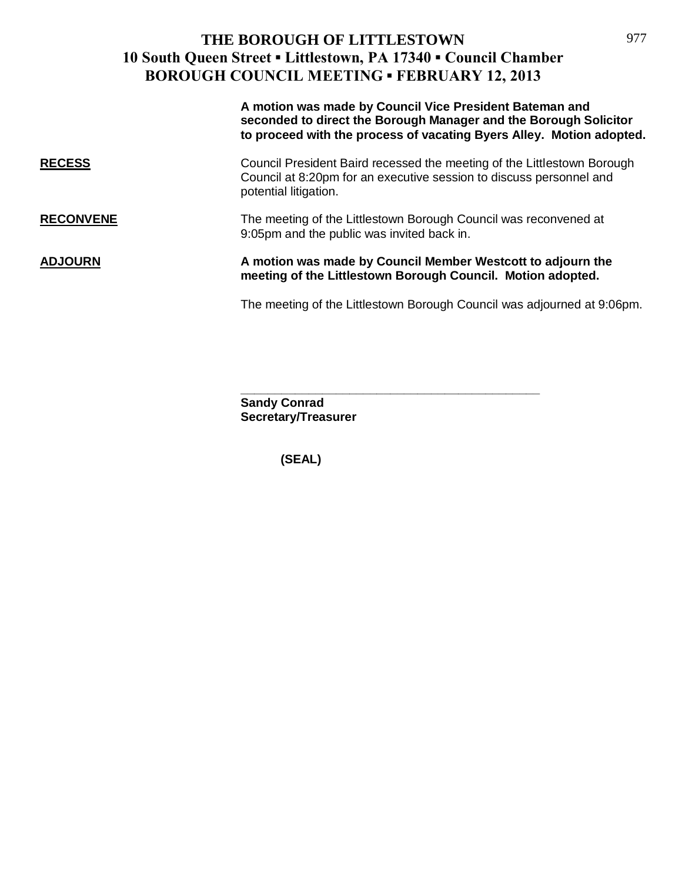**A motion was made by Council Vice President Bateman and seconded to direct the Borough Manager and the Borough Solicitor to proceed with the process of vacating Byers Alley. Motion adopted.**

**RECESS**

Council President Baird recessed the meeting of the Littlestown Borough Council at 8:20pm for an executive session to discuss personnel and potential litigation.

**RECONVENE**

The meeting of the Littlestown Borough Council was reconvened at 9:05pm and the public was invited back in.

**ADJOURN**

**A motion was made by Council Member Westcott to adjourn the meeting of the Littlestown Borough Council. Motion adopted.**

The meeting of the Littlestown Borough Council was adjourned at 9:06pm.

_______________________________________________

**Sandy Conrad**
**Secretary/Treasurer**

**(SEAL)**